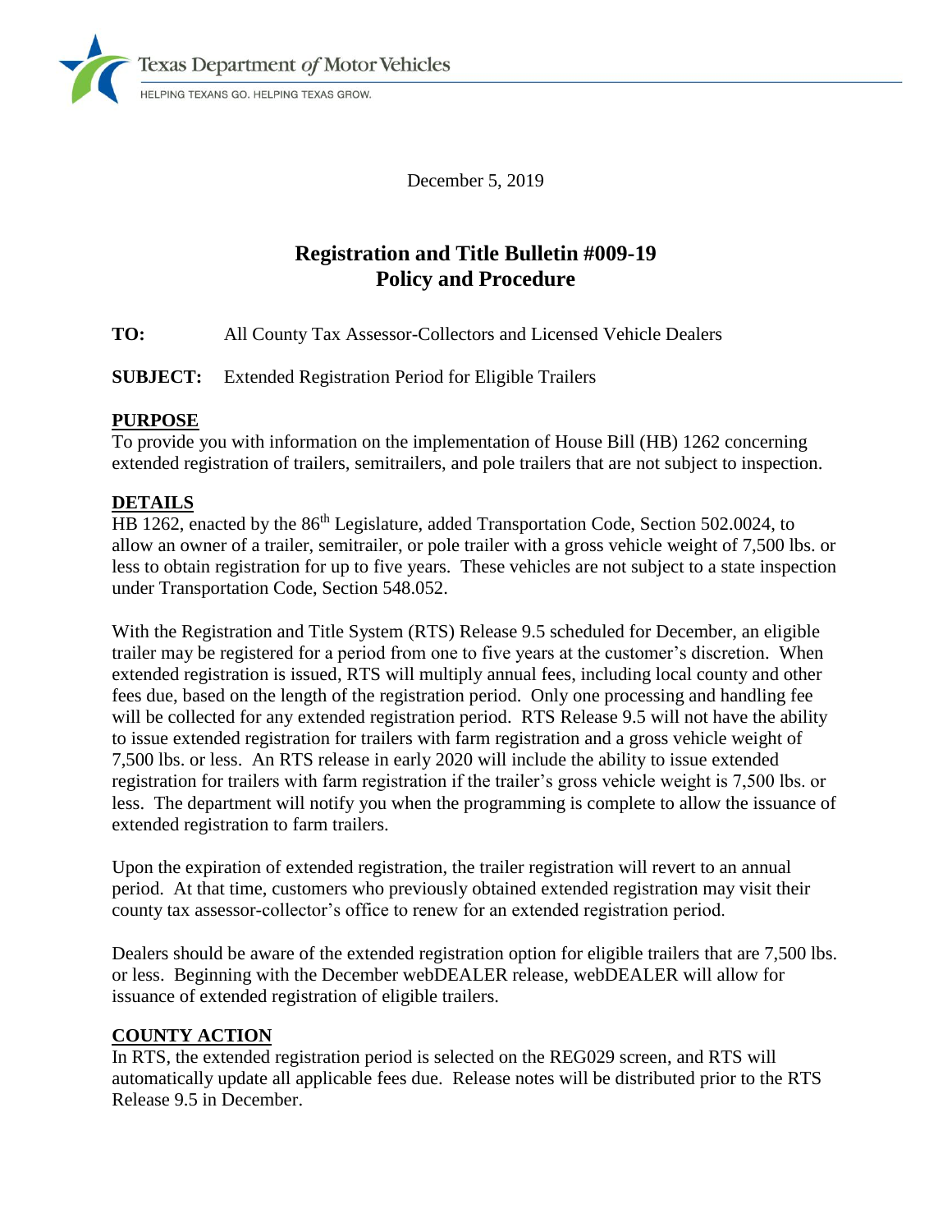Texas Department *of* Motor Vehicles

HELPING TEXANS GO. HELPING TEXAS GROW.

December 5, 2019

# Registration and Title Bulletin #009-19
# Policy and Procedure

**TO:** All County Tax Assessor-Collectors and Licensed Vehicle Dealers

**SUBJECT:** Extended Registration Period for Eligible Trailers

## PURPOSE

To provide you with information on the implementation of House Bill (HB) 1262 concerning extended registration of trailers, semitrailers, and pole trailers that are not subject to inspection.

## DETAILS

HB 1262, enacted by the 86th Legislature, added Transportation Code, Section 502.0024, to allow an owner of a trailer, semitrailer, or pole trailer with a gross vehicle weight of 7,500 lbs. or less to obtain registration for up to five years. These vehicles are not subject to a state inspection under Transportation Code, Section 548.052.

With the Registration and Title System (RTS) Release 9.5 scheduled for December, an eligible trailer may be registered for a period from one to five years at the customer's discretion. When extended registration is issued, RTS will multiply annual fees, including local county and other fees due, based on the length of the registration period. Only one processing and handling fee will be collected for any extended registration period. RTS Release 9.5 will not have the ability to issue extended registration for trailers with farm registration and a gross vehicle weight of 7,500 lbs. or less. An RTS release in early 2020 will include the ability to issue extended registration for trailers with farm registration if the trailer's gross vehicle weight is 7,500 lbs. or less. The department will notify you when the programming is complete to allow the issuance of extended registration to farm trailers.

Upon the expiration of extended registration, the trailer registration will revert to an annual period. At that time, customers who previously obtained extended registration may visit their county tax assessor-collector's office to renew for an extended registration period.

Dealers should be aware of the extended registration option for eligible trailers that are 7,500 lbs. or less. Beginning with the December webDEALER release, webDEALER will allow for issuance of extended registration of eligible trailers.

## COUNTY ACTION

In RTS, the extended registration period is selected on the REG029 screen, and RTS will automatically update all applicable fees due. Release notes will be distributed prior to the RTS Release 9.5 in December.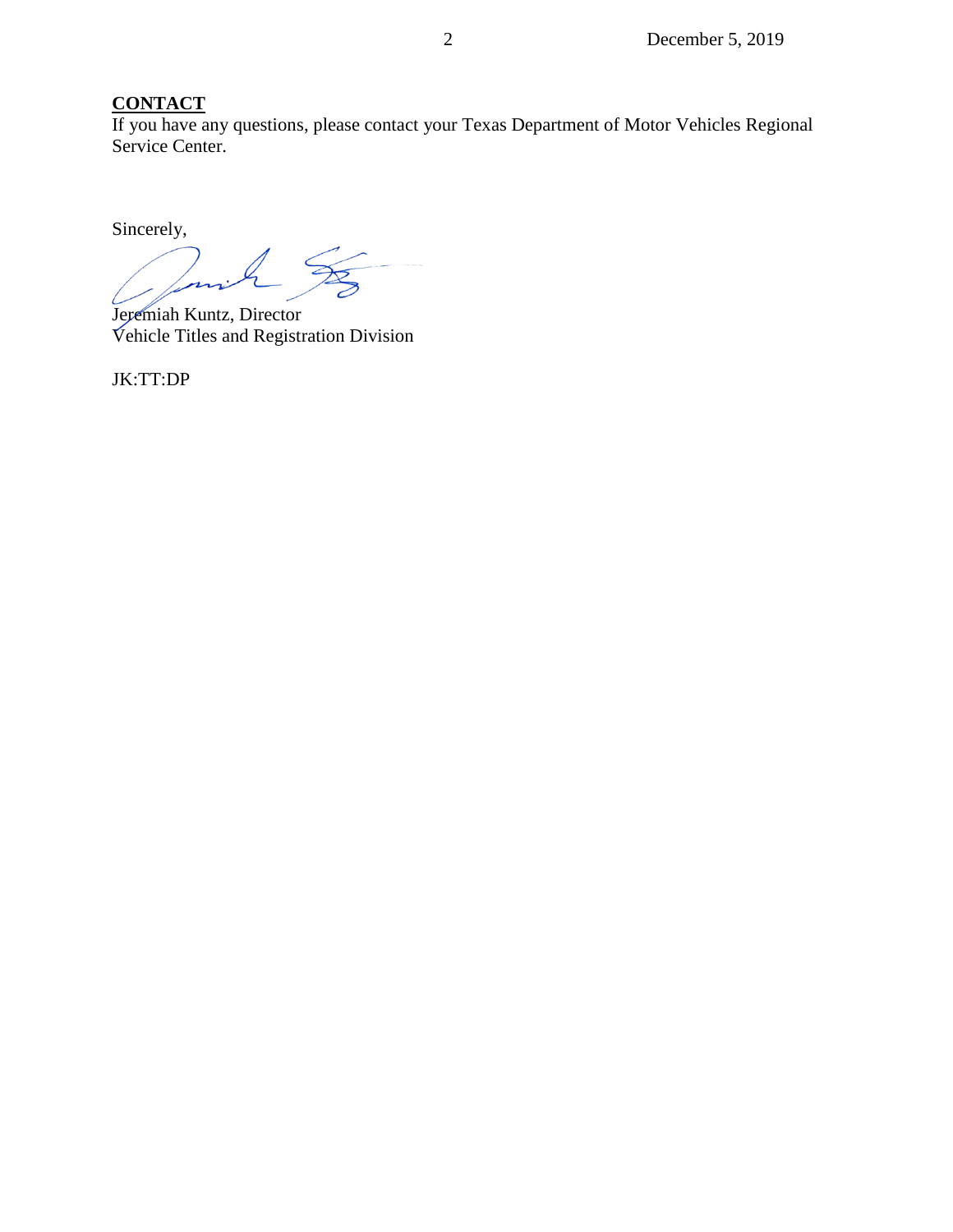**CONTACT**

If you have any questions, please contact your Texas Department of Motor Vehicles Regional Service Center.

Sincerely,

Jeremiah Kuntz, Director
Vehicle Titles and Registration Division

JK:TT:DP